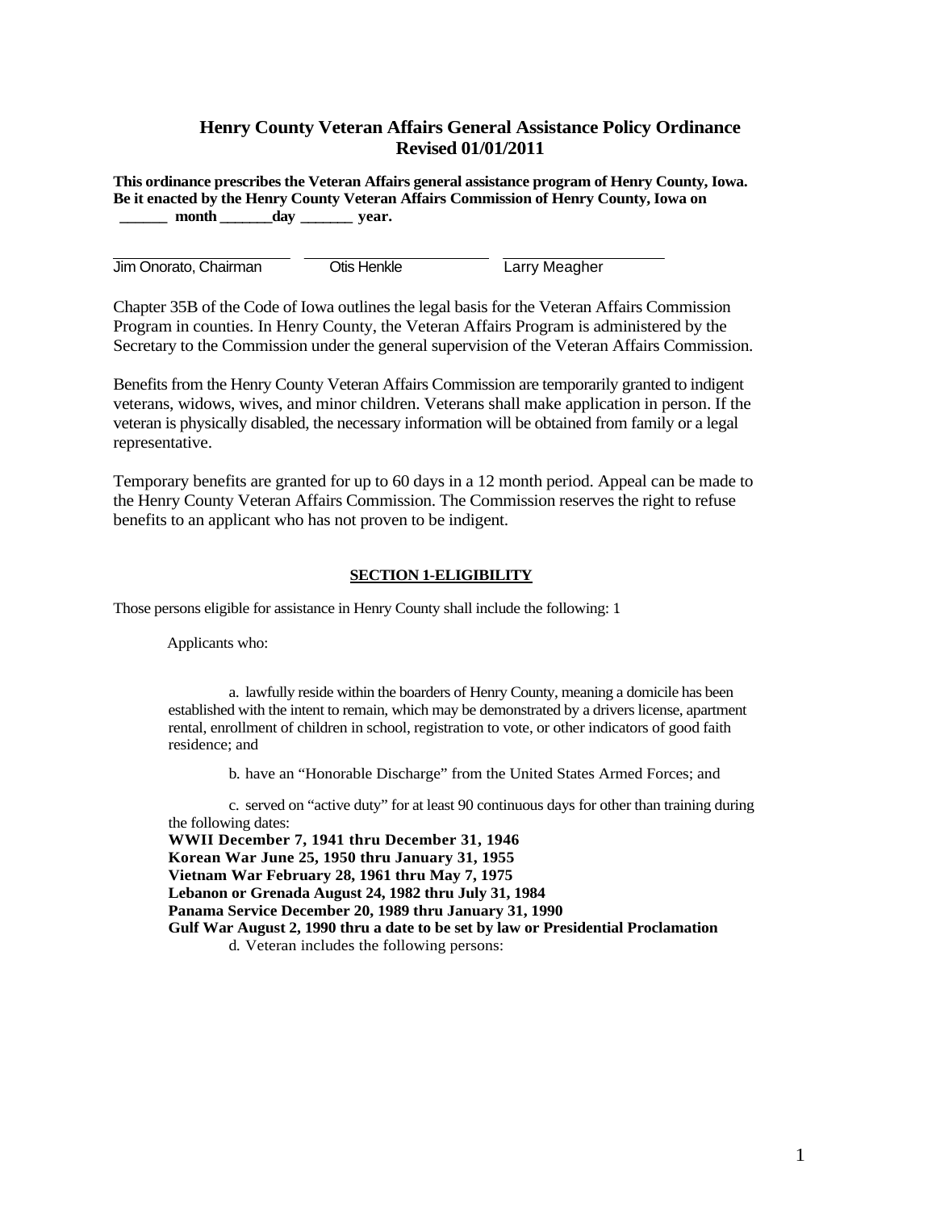# Henry County Veteran Affairs General Assistance Policy Ordinance
## Revised 01/01/2011

**This ordinance prescribes the Veteran Affairs general assistance program of Henry County, Iowa. Be it enacted by the Henry County Veteran Affairs Commission of Henry County, Iowa on ______ month _______day _______ year.**

| ____________________ | ____________________ | ____________________ |
|---|---|---|
| Jim Onorato, Chairman | Otis Henkle | Larry Meagher |

Chapter 35B of the Code of Iowa outlines the legal basis for the Veteran Affairs Commission Program in counties. In Henry County, the Veteran Affairs Program is administered by the Secretary to the Commission under the general supervision of the Veteran Affairs Commission.

Benefits from the Henry County Veteran Affairs Commission are temporarily granted to indigent veterans, widows, wives, and minor children. Veterans shall make application in person. If the veteran is physically disabled, the necessary information will be obtained from family or a legal representative.

Temporary benefits are granted for up to 60 days in a 12 month period. Appeal can be made to the Henry County Veteran Affairs Commission. The Commission reserves the right to refuse benefits to an applicant who has not proven to be indigent.

## SECTION 1-ELIGIBILITY

Those persons eligible for assistance in Henry County shall include the following: 1

Applicants who:

a. lawfully reside within the boarders of Henry County, meaning a domicile has been established with the intent to remain, which may be demonstrated by a drivers license, apartment rental, enrollment of children in school, registration to vote, or other indicators of good faith residence; and

b. have an "Honorable Discharge" from the United States Armed Forces; and

c. served on "active duty" for at least 90 continuous days for other than training during the following dates:

**WWII December 7, 1941 thru December 31, 1946**
**Korean War June 25, 1950 thru January 31, 1955**
**Vietnam War February 28, 1961 thru May 7, 1975**
**Lebanon or Grenada August 24, 1982 thru July 31, 1984**
**Panama Service December 20, 1989 thru January 31, 1990**
**Gulf War August 2, 1990 thru a date to be set by law or Presidential Proclamation**

d. Veteran includes the following persons: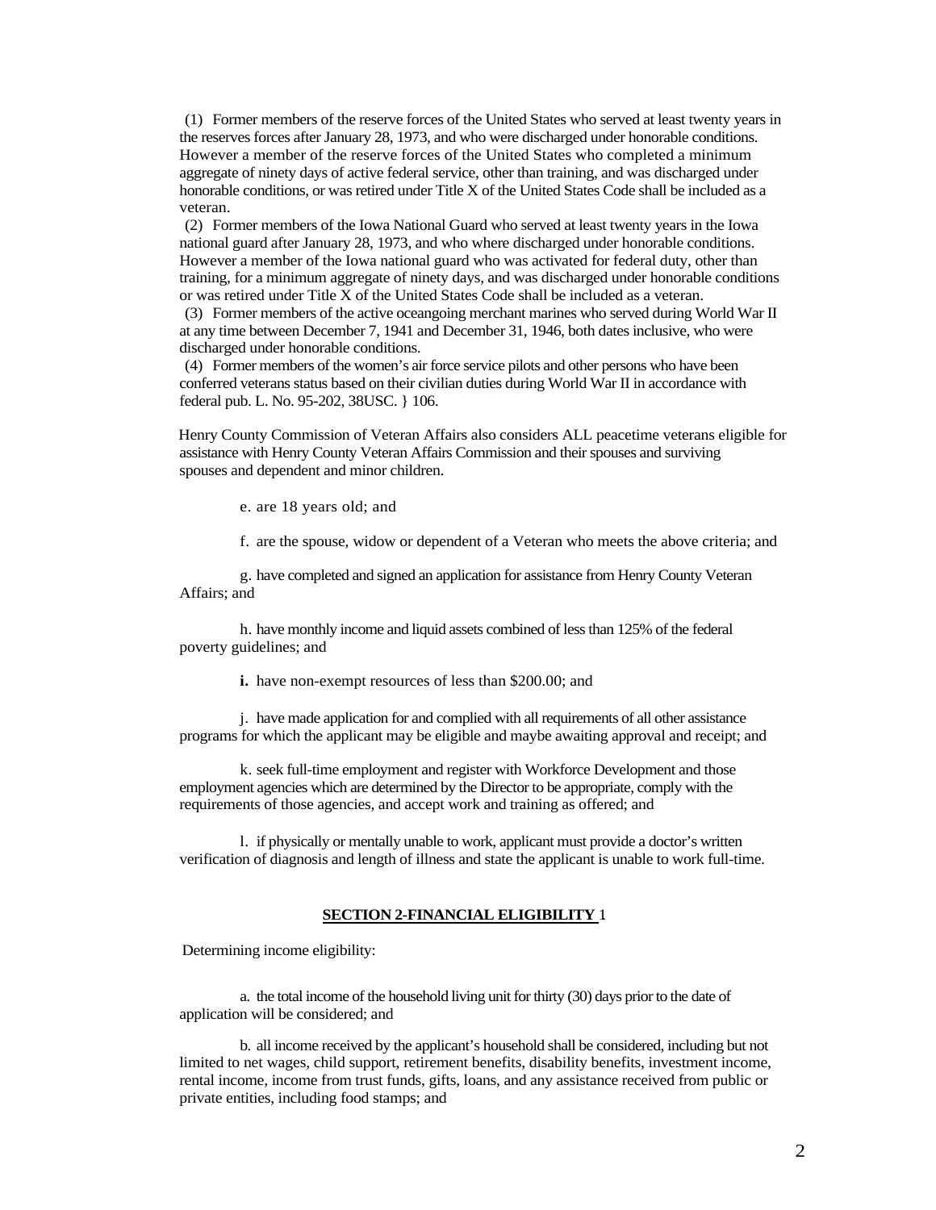(1) Former members of the reserve forces of the United States who served at least twenty years in the reserves forces after January 28, 1973, and who were discharged under honorable conditions. However a member of the reserve forces of the United States who completed a minimum aggregate of ninety days of active federal service, other than training, and was discharged under honorable conditions, or was retired under Title X of the United States Code shall be included as a veteran.

(2) Former members of the Iowa National Guard who served at least twenty years in the Iowa national guard after January 28, 1973, and who where discharged under honorable conditions. However a member of the Iowa national guard who was activated for federal duty, other than training, for a minimum aggregate of ninety days, and was discharged under honorable conditions or was retired under Title X of the United States Code shall be included as a veteran.

(3) Former members of the active oceangoing merchant marines who served during World War II at any time between December 7, 1941 and December 31, 1946, both dates inclusive, who were discharged under honorable conditions.

(4) Former members of the women's air force service pilots and other persons who have been conferred veterans status based on their civilian duties during World War II in accordance with federal pub. L. No. 95-202, 38USC. } 106.

Henry County Commission of Veteran Affairs also considers ALL peacetime veterans eligible for assistance with Henry County Veteran Affairs Commission and their spouses and surviving spouses and dependent and minor children.

e. are 18 years old; and

f. are the spouse, widow or dependent of a Veteran who meets the above criteria; and

g. have completed and signed an application for assistance from Henry County Veteran Affairs; and

h. have monthly income and liquid assets combined of less than 125% of the federal poverty guidelines; and

**i.** have non-exempt resources of less than $200.00; and

j. have made application for and complied with all requirements of all other assistance programs for which the applicant may be eligible and maybe awaiting approval and receipt; and

k. seek full-time employment and register with Workforce Development and those employment agencies which are determined by the Director to be appropriate, comply with the requirements of those agencies, and accept work and training as offered; and

l. if physically or mentally unable to work, applicant must provide a doctor's written verification of diagnosis and length of illness and state the applicant is unable to work full-time.

## SECTION 2-FINANCIAL ELIGIBILITY 1

Determining income eligibility:

a. the total income of the household living unit for thirty (30) days prior to the date of application will be considered; and

b. all income received by the applicant's household shall be considered, including but not limited to net wages, child support, retirement benefits, disability benefits, investment income, rental income, income from trust funds, gifts, loans, and any assistance received from public or private entities, including food stamps; and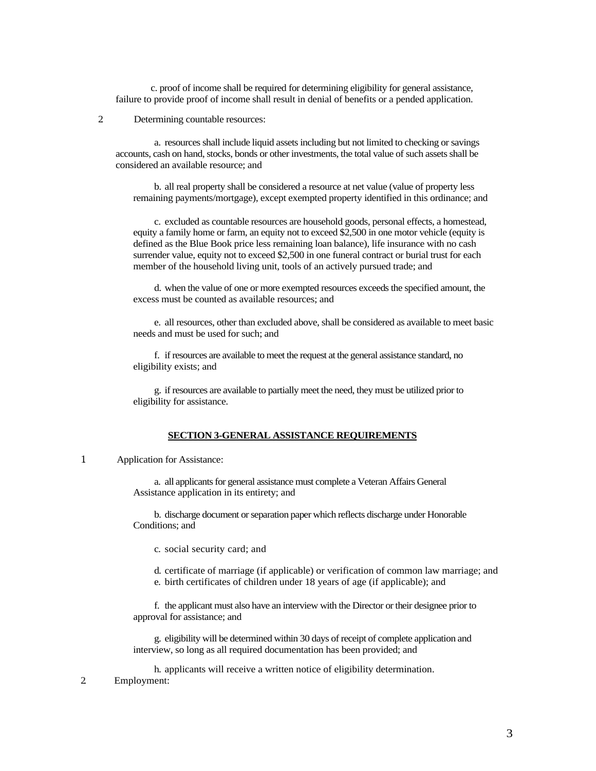c. proof of income shall be required for determining eligibility for general assistance, failure to provide proof of income shall result in denial of benefits or a pended application.

2 Determining countable resources:

a. resources shall include liquid assets including but not limited to checking or savings accounts, cash on hand, stocks, bonds or other investments, the total value of such assets shall be considered an available resource; and

b. all real property shall be considered a resource at net value (value of property less remaining payments/mortgage), except exempted property identified in this ordinance; and

c. excluded as countable resources are household goods, personal effects, a homestead, equity a family home or farm, an equity not to exceed $2,500 in one motor vehicle (equity is defined as the Blue Book price less remaining loan balance), life insurance with no cash surrender value, equity not to exceed $2,500 in one funeral contract or burial trust for each member of the household living unit, tools of an actively pursued trade; and

d. when the value of one or more exempted resources exceeds the specified amount, the excess must be counted as available resources; and

e. all resources, other than excluded above, shall be considered as available to meet basic needs and must be used for such; and

f. if resources are available to meet the request at the general assistance standard, no eligibility exists; and

g. if resources are available to partially meet the need, they must be utilized prior to eligibility for assistance.

## SECTION 3-GENERAL ASSISTANCE REQUIREMENTS

1 Application for Assistance:

a. all applicants for general assistance must complete a Veteran Affairs General Assistance application in its entirety; and

b. discharge document or separation paper which reflects discharge under Honorable Conditions; and

c. social security card; and

d. certificate of marriage (if applicable) or verification of common law marriage; and

e. birth certificates of children under 18 years of age (if applicable); and

f. the applicant must also have an interview with the Director or their designee prior to approval for assistance; and

g. eligibility will be determined within 30 days of receipt of complete application and interview, so long as all required documentation has been provided; and

h. applicants will receive a written notice of eligibility determination.

2 Employment: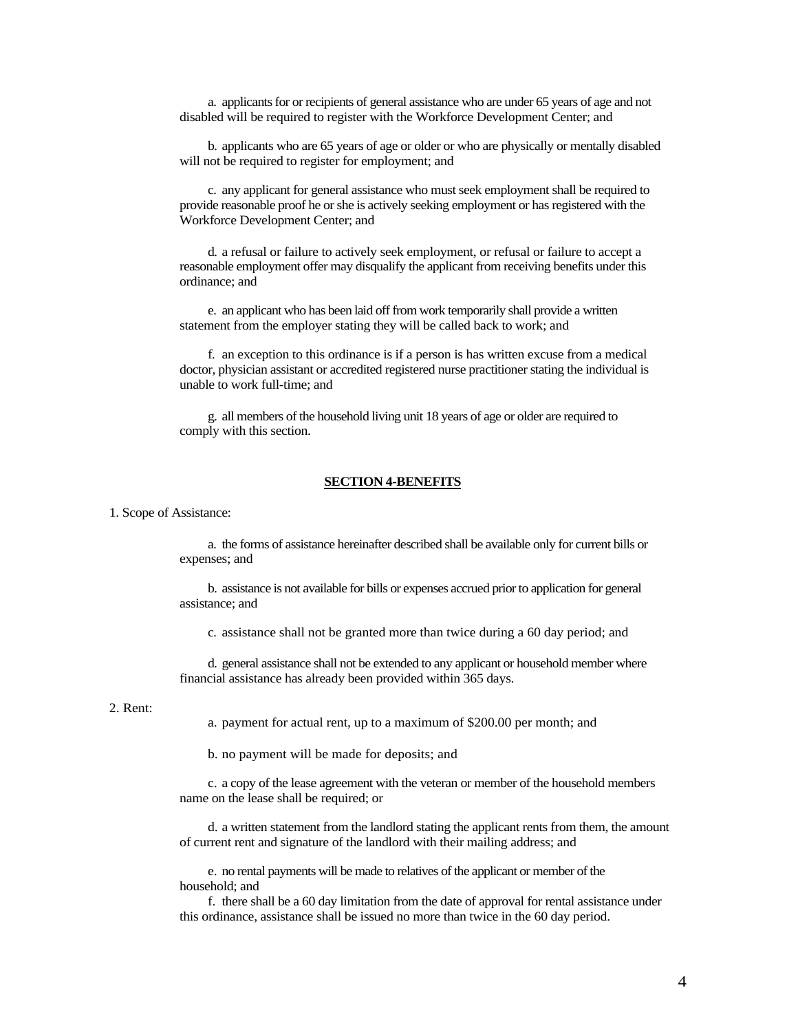a. applicants for or recipients of general assistance who are under 65 years of age and not disabled will be required to register with the Workforce Development Center; and

b. applicants who are 65 years of age or older or who are physically or mentally disabled will not be required to register for employment; and

c. any applicant for general assistance who must seek employment shall be required to provide reasonable proof he or she is actively seeking employment or has registered with the Workforce Development Center; and

d. a refusal or failure to actively seek employment, or refusal or failure to accept a reasonable employment offer may disqualify the applicant from receiving benefits under this ordinance; and

e. an applicant who has been laid off from work temporarily shall provide a written statement from the employer stating they will be called back to work; and

f. an exception to this ordinance is if a person is has written excuse from a medical doctor, physician assistant or accredited registered nurse practitioner stating the individual is unable to work full-time; and

g. all members of the household living unit 18 years of age or older are required to comply with this section.

## SECTION 4-BENEFITS

1. Scope of Assistance:

a. the forms of assistance hereinafter described shall be available only for current bills or expenses; and

b. assistance is not available for bills or expenses accrued prior to application for general assistance; and

c. assistance shall not be granted more than twice during a 60 day period; and

d. general assistance shall not be extended to any applicant or household member where financial assistance has already been provided within 365 days.

2. Rent:

a. payment for actual rent, up to a maximum of $200.00 per month; and

b. no payment will be made for deposits; and

c. a copy of the lease agreement with the veteran or member of the household members name on the lease shall be required; or

d. a written statement from the landlord stating the applicant rents from them, the amount of current rent and signature of the landlord with their mailing address; and

e. no rental payments will be made to relatives of the applicant or member of the household; and

f. there shall be a 60 day limitation from the date of approval for rental assistance under this ordinance, assistance shall be issued no more than twice in the 60 day period.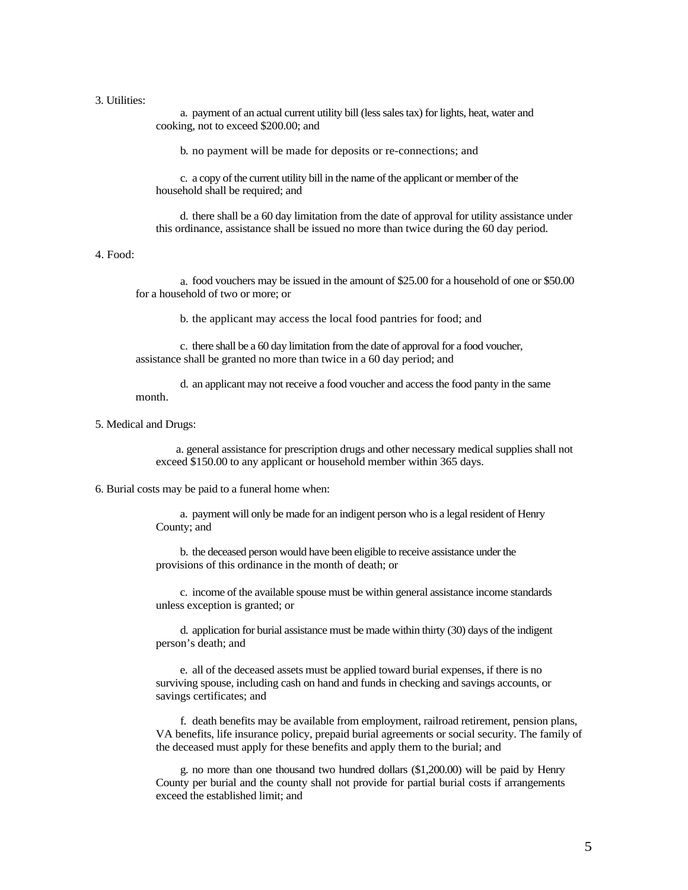3. Utilities:

a. payment of an actual current utility bill (less sales tax) for lights, heat, water and cooking, not to exceed $200.00; and

b. no payment will be made for deposits or re-connections; and

c. a copy of the current utility bill in the name of the applicant or member of the household shall be required; and

d. there shall be a 60 day limitation from the date of approval for utility assistance under this ordinance, assistance shall be issued no more than twice during the 60 day period.

4. Food:

a. food vouchers may be issued in the amount of $25.00 for a household of one or $50.00 for a household of two or more; or

b. the applicant may access the local food pantries for food; and

c. there shall be a 60 day limitation from the date of approval for a food voucher, assistance shall be granted no more than twice in a 60 day period; and

d. an applicant may not receive a food voucher and access the food panty in the same month.

5. Medical and Drugs:

a. general assistance for prescription drugs and other necessary medical supplies shall not exceed $150.00 to any applicant or household member within 365 days.

6. Burial costs may be paid to a funeral home when:

a. payment will only be made for an indigent person who is a legal resident of Henry County; and

b. the deceased person would have been eligible to receive assistance under the provisions of this ordinance in the month of death; or

c. income of the available spouse must be within general assistance income standards unless exception is granted; or

d. application for burial assistance must be made within thirty (30) days of the indigent person's death; and

e. all of the deceased assets must be applied toward burial expenses, if there is no surviving spouse, including cash on hand and funds in checking and savings accounts, or savings certificates; and

f. death benefits may be available from employment, railroad retirement, pension plans, VA benefits, life insurance policy, prepaid burial agreements or social security. The family of the deceased must apply for these benefits and apply them to the burial; and

g. no more than one thousand two hundred dollars ($1,200.00) will be paid by Henry County per burial and the county shall not provide for partial burial costs if arrangements exceed the established limit; and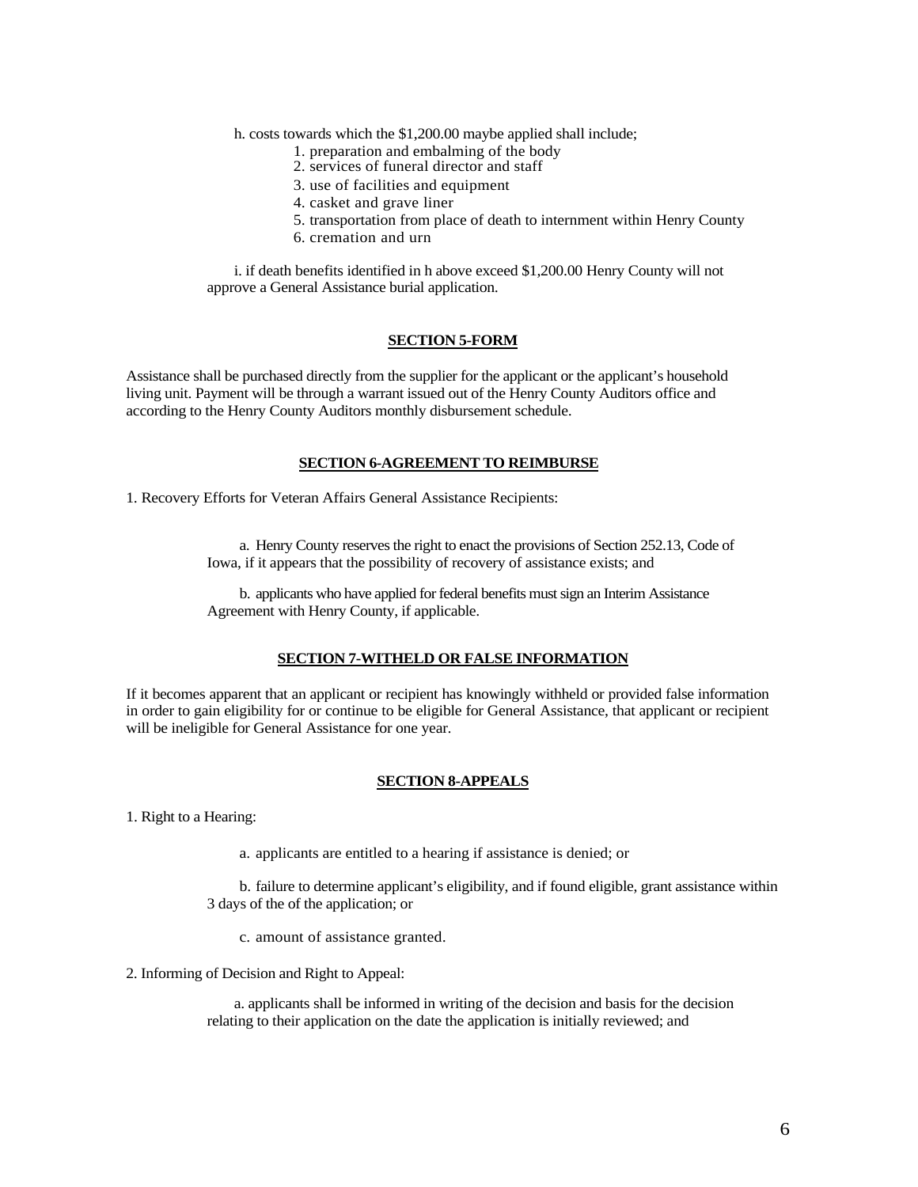h. costs towards which the $1,200.00 maybe applied shall include;

1. preparation and embalming of the body
2. services of funeral director and staff
3. use of facilities and equipment
4. casket and grave liner
5. transportation from place of death to internment within Henry County
6. cremation and urn

i. if death benefits identified in h above exceed $1,200.00 Henry County will not approve a General Assistance burial application.

## SECTION 5-FORM

Assistance shall be purchased directly from the supplier for the applicant or the applicant's household living unit. Payment will be through a warrant issued out of the Henry County Auditors office and according to the Henry County Auditors monthly disbursement schedule.

## SECTION 6-AGREEMENT TO REIMBURSE

1. Recovery Efforts for Veteran Affairs General Assistance Recipients:

a. Henry County reserves the right to enact the provisions of Section 252.13, Code of Iowa, if it appears that the possibility of recovery of assistance exists; and

b. applicants who have applied for federal benefits must sign an Interim Assistance Agreement with Henry County, if applicable.

## SECTION 7-WITHELD OR FALSE INFORMATION

If it becomes apparent that an applicant or recipient has knowingly withheld or provided false information in order to gain eligibility for or continue to be eligible for General Assistance, that applicant or recipient will be ineligible for General Assistance for one year.

## SECTION 8-APPEALS

1. Right to a Hearing:

a. applicants are entitled to a hearing if assistance is denied; or

b. failure to determine applicant's eligibility, and if found eligible, grant assistance within 3 days of the of the application; or

c. amount of assistance granted.

2. Informing of Decision and Right to Appeal:

a. applicants shall be informed in writing of the decision and basis for the decision relating to their application on the date the application is initially reviewed; and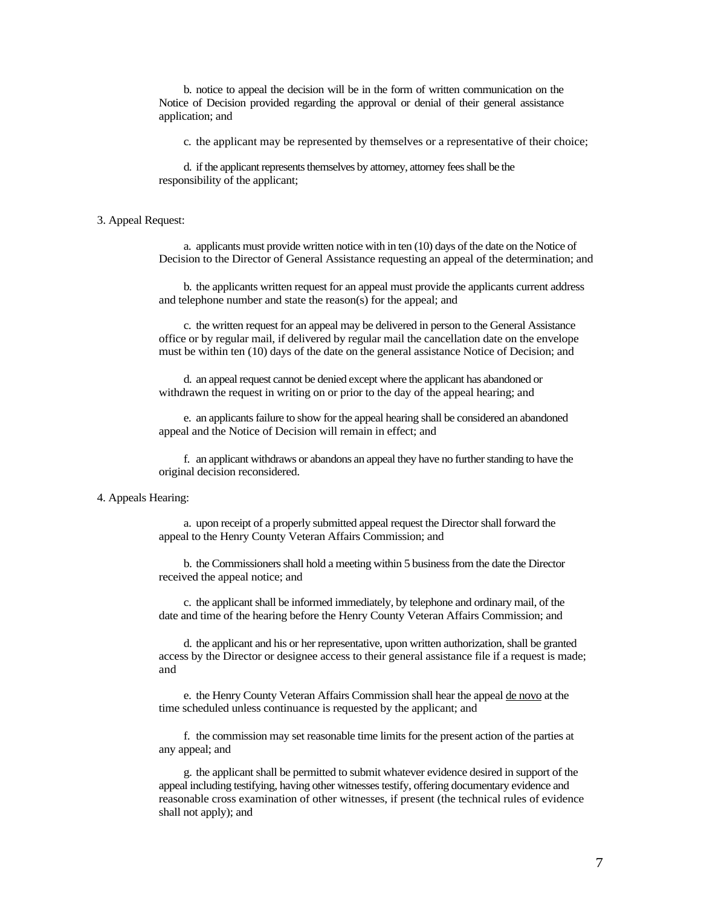b. notice to appeal the decision will be in the form of written communication on the Notice of Decision provided regarding the approval or denial of their general assistance application; and

c. the applicant may be represented by themselves or a representative of their choice;

d. if the applicant represents themselves by attorney, attorney fees shall be the responsibility of the applicant;

3. Appeal Request:

a. applicants must provide written notice with in ten (10) days of the date on the Notice of Decision to the Director of General Assistance requesting an appeal of the determination; and

b. the applicants written request for an appeal must provide the applicants current address and telephone number and state the reason(s) for the appeal; and

c. the written request for an appeal may be delivered in person to the General Assistance office or by regular mail, if delivered by regular mail the cancellation date on the envelope must be within ten (10) days of the date on the general assistance Notice of Decision; and

d. an appeal request cannot be denied except where the applicant has abandoned or withdrawn the request in writing on or prior to the day of the appeal hearing; and

e. an applicants failure to show for the appeal hearing shall be considered an abandoned appeal and the Notice of Decision will remain in effect; and

f. an applicant withdraws or abandons an appeal they have no further standing to have the original decision reconsidered.

4. Appeals Hearing:

a. upon receipt of a properly submitted appeal request the Director shall forward the appeal to the Henry County Veteran Affairs Commission; and

b. the Commissioners shall hold a meeting within 5 business from the date the Director received the appeal notice; and

c. the applicant shall be informed immediately, by telephone and ordinary mail, of the date and time of the hearing before the Henry County Veteran Affairs Commission; and

d. the applicant and his or her representative, upon written authorization, shall be granted access by the Director or designee access to their general assistance file if a request is made; and

e. the Henry County Veteran Affairs Commission shall hear the appeal de novo at the time scheduled unless continuance is requested by the applicant; and

f. the commission may set reasonable time limits for the present action of the parties at any appeal; and

g. the applicant shall be permitted to submit whatever evidence desired in support of the appeal including testifying, having other witnesses testify, offering documentary evidence and reasonable cross examination of other witnesses, if present (the technical rules of evidence shall not apply); and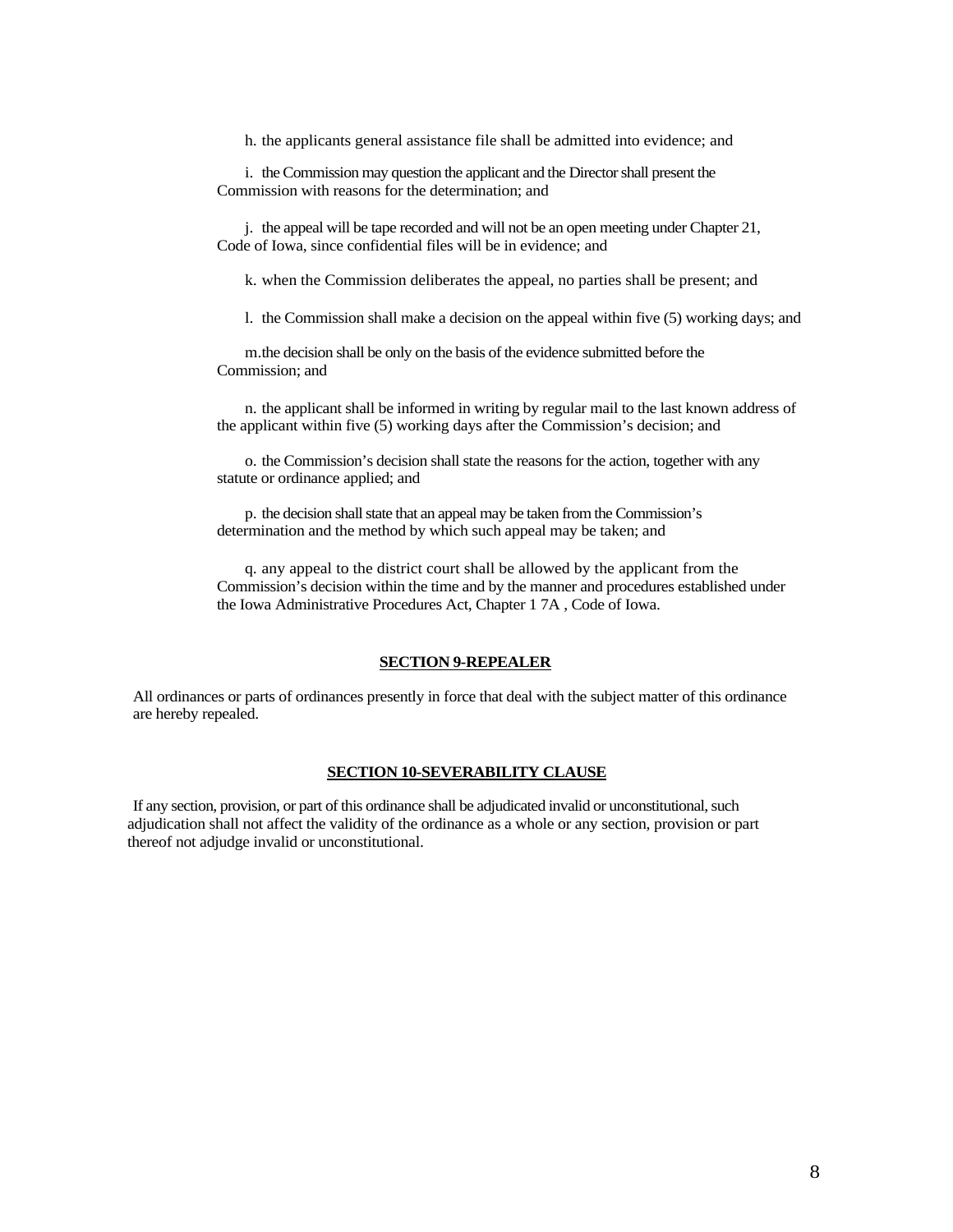h. the applicants general assistance file shall be admitted into evidence; and

i. the Commission may question the applicant and the Director shall present the Commission with reasons for the determination; and

j. the appeal will be tape recorded and will not be an open meeting under Chapter 21, Code of Iowa, since confidential files will be in evidence; and

k. when the Commission deliberates the appeal, no parties shall be present; and

l. the Commission shall make a decision on the appeal within five (5) working days; and

m.the decision shall be only on the basis of the evidence submitted before the Commission; and

n. the applicant shall be informed in writing by regular mail to the last known address of the applicant within five (5) working days after the Commission's decision; and

o. the Commission's decision shall state the reasons for the action, together with any statute or ordinance applied; and

p. the decision shall state that an appeal may be taken from the Commission's determination and the method by which such appeal may be taken; and

q. any appeal to the district court shall be allowed by the applicant from the Commission's decision within the time and by the manner and procedures established under the Iowa Administrative Procedures Act, Chapter 1 7A , Code of Iowa.

**SECTION 9-REPEALER**

All ordinances or parts of ordinances presently in force that deal with the subject matter of this ordinance are hereby repealed.

**SECTION 10-SEVERABILITY CLAUSE**

If any section, provision, or part of this ordinance shall be adjudicated invalid or unconstitutional, such adjudication shall not affect the validity of the ordinance as a whole or any section, provision or part thereof not adjudge invalid or unconstitutional.